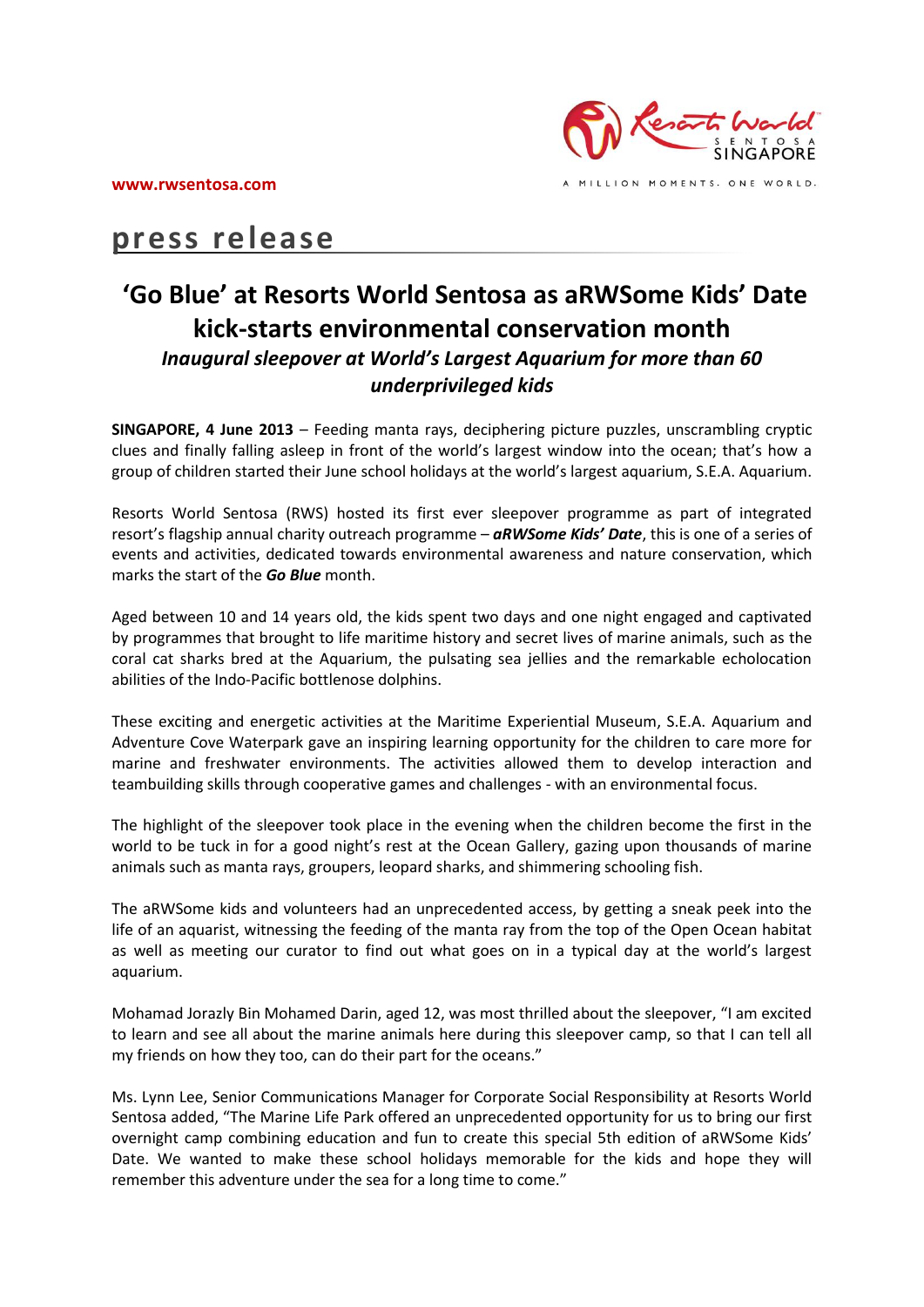www.rwsentosa.com

A MILLION MOMENTS. ONE WORLD.

# press release

## 'Go Blue' at Resorts World Sentosa as aRWSome Kids' Date kick-starts environmental conservation month

### *Inaugural sleepover at World's Largest Aquarium for more than 60 underprivileged kids*

**SINGAPORE, 4 June 2013** – Feeding manta rays, deciphering picture puzzles, unscrambling cryptic clues and finally falling asleep in front of the world's largest window into the ocean; that's how a group of children started their June school holidays at the world's largest aquarium, S.E.A. Aquarium.

Resorts World Sentosa (RWS) hosted its first ever sleepover programme as part of integrated resort's flagship annual charity outreach programme – ***aRWSome Kids' Date***, this is one of a series of events and activities, dedicated towards environmental awareness and nature conservation, which marks the start of the ***Go Blue*** month.

Aged between 10 and 14 years old, the kids spent two days and one night engaged and captivated by programmes that brought to life maritime history and secret lives of marine animals, such as the coral cat sharks bred at the Aquarium, the pulsating sea jellies and the remarkable echolocation abilities of the Indo-Pacific bottlenose dolphins.

These exciting and energetic activities at the Maritime Experiential Museum, S.E.A. Aquarium and Adventure Cove Waterpark gave an inspiring learning opportunity for the children to care more for marine and freshwater environments. The activities allowed them to develop interaction and teambuilding skills through cooperative games and challenges - with an environmental focus.

The highlight of the sleepover took place in the evening when the children become the first in the world to be tuck in for a good night's rest at the Ocean Gallery, gazing upon thousands of marine animals such as manta rays, groupers, leopard sharks, and shimmering schooling fish.

The aRWSome kids and volunteers had an unprecedented access, by getting a sneak peek into the life of an aquarist, witnessing the feeding of the manta ray from the top of the Open Ocean habitat as well as meeting our curator to find out what goes on in a typical day at the world's largest aquarium.

Mohamad Jorazly Bin Mohamed Darin, aged 12, was most thrilled about the sleepover, "I am excited to learn and see all about the marine animals here during this sleepover camp, so that I can tell all my friends on how they too, can do their part for the oceans."

Ms. Lynn Lee, Senior Communications Manager for Corporate Social Responsibility at Resorts World Sentosa added, "The Marine Life Park offered an unprecedented opportunity for us to bring our first overnight camp combining education and fun to create this special 5th edition of aRWSome Kids' Date. We wanted to make these school holidays memorable for the kids and hope they will remember this adventure under the sea for a long time to come."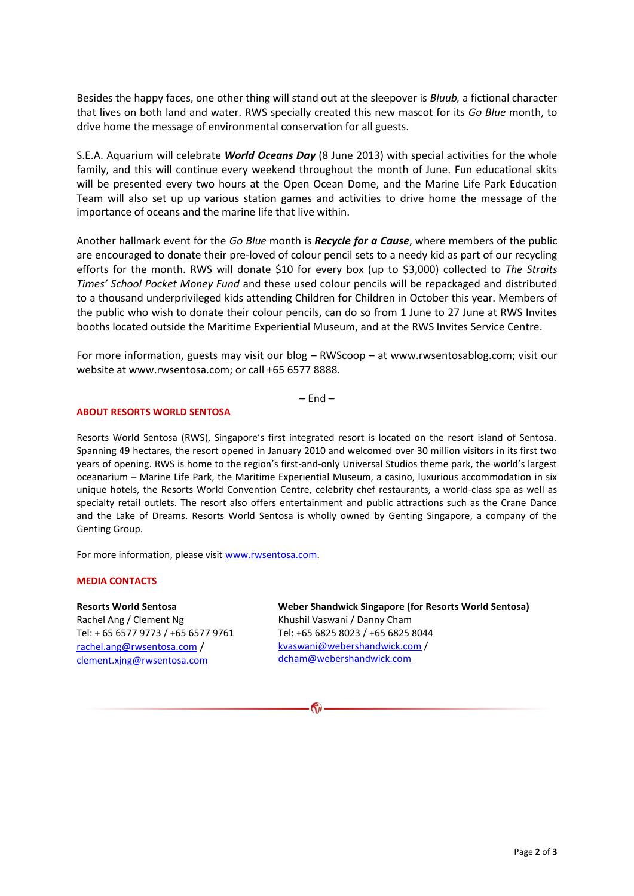Besides the happy faces, one other thing will stand out at the sleepover is *Bluub,* a fictional character that lives on both land and water. RWS specially created this new mascot for its *Go Blue* month, to drive home the message of environmental conservation for all guests.

S.E.A. Aquarium will celebrate ***World Oceans Day*** (8 June 2013) with special activities for the whole family, and this will continue every weekend throughout the month of June. Fun educational skits will be presented every two hours at the Open Ocean Dome, and the Marine Life Park Education Team will also set up up various station games and activities to drive home the message of the importance of oceans and the marine life that live within.

Another hallmark event for the *Go Blue* month is ***Recycle for a Cause***, where members of the public are encouraged to donate their pre-loved of colour pencil sets to a needy kid as part of our recycling efforts for the month. RWS will donate $10 for every box (up to $3,000) collected to *The Straits Times' School Pocket Money Fund* and these used colour pencils will be repackaged and distributed to a thousand underprivileged kids attending Children for Children in October this year. Members of the public who wish to donate their colour pencils, can do so from 1 June to 27 June at RWS Invites booths located outside the Maritime Experiential Museum, and at the RWS Invites Service Centre.

For more information, guests may visit our blog – RWScoop – at www.rwsentosablog.com; visit our website at www.rwsentosa.com; or call +65 6577 8888.

– End –

**ABOUT RESORTS WORLD SENTOSA**

Resorts World Sentosa (RWS), Singapore's first integrated resort is located on the resort island of Sentosa. Spanning 49 hectares, the resort opened in January 2010 and welcomed over 30 million visitors in its first two years of opening. RWS is home to the region's first-and-only Universal Studios theme park, the world's largest oceanarium – Marine Life Park, the Maritime Experiential Museum, a casino, luxurious accommodation in six unique hotels, the Resorts World Convention Centre, celebrity chef restaurants, a world-class spa as well as specialty retail outlets. The resort also offers entertainment and public attractions such as the Crane Dance and the Lake of Dreams. Resorts World Sentosa is wholly owned by Genting Singapore, a company of the Genting Group.

For more information, please visit www.rwsentosa.com.

**MEDIA CONTACTS**

**Resorts World Sentosa**
Rachel Ang / Clement Ng
Tel: + 65 6577 9773 / +65 6577 9761
rachel.ang@rwsentosa.com /
clement.xjng@rwsentosa.com

**Weber Shandwick Singapore (for Resorts World Sentosa)**
Khushil Vaswani / Danny Cham
Tel: +65 6825 8023 / +65 6825 8044
kvaswani@webershandwick.com /
dcham@webershandwick.com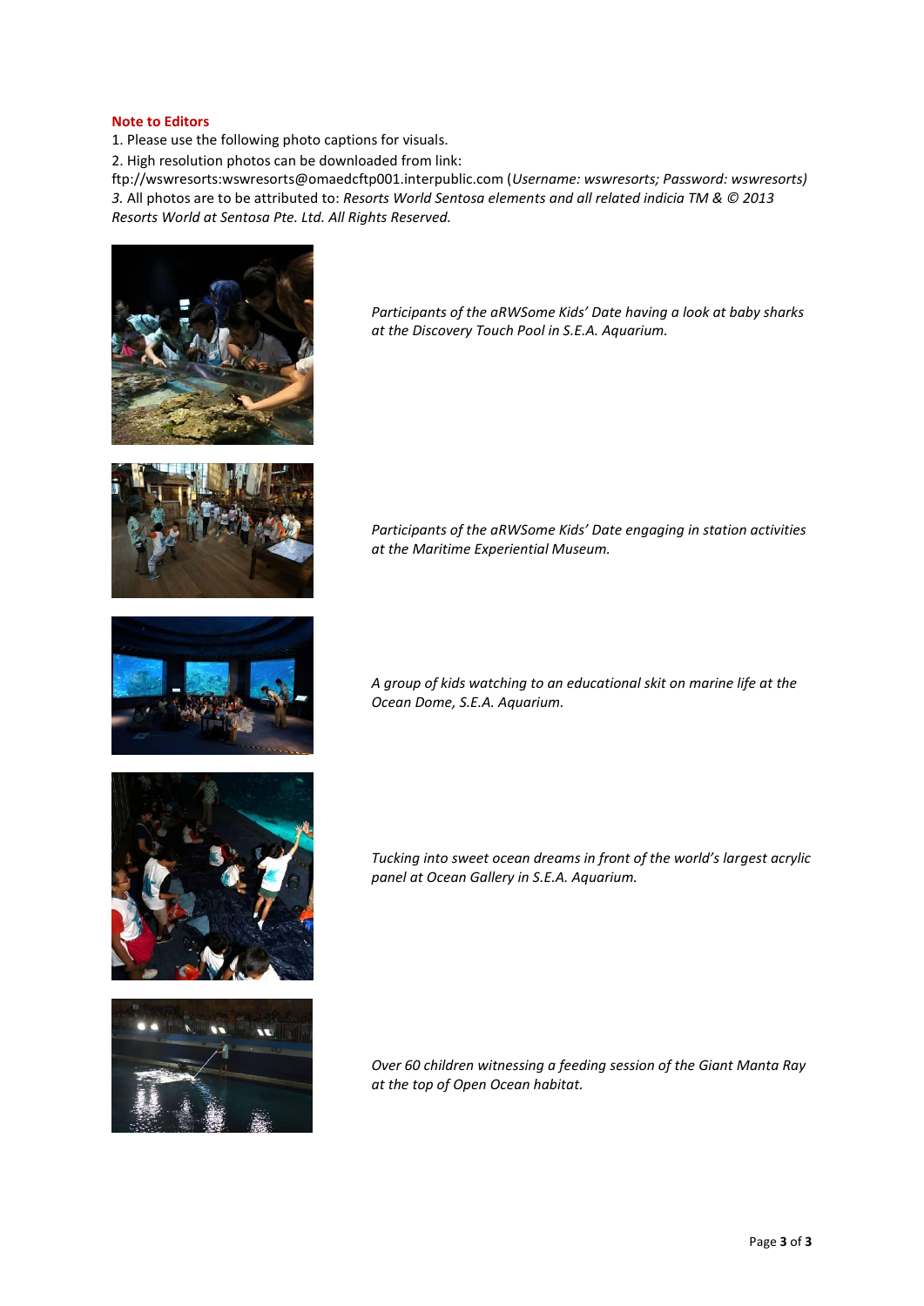**Note to Editors**

1. Please use the following photo captions for visuals.
2. High resolution photos can be downloaded from link:

ftp://wswresorts:wswresorts@omaedcftp001.interpublic.com (*Username: wswresorts; Password: wswresorts*)

3. All photos are to be attributed to: *Resorts World Sentosa elements and all related indicia TM & © 2013 Resorts World at Sentosa Pte. Ltd. All Rights Reserved.*

*Participants of the aRWSome Kids' Date having a look at baby sharks at the Discovery Touch Pool in S.E.A. Aquarium.*

*Participants of the aRWSome Kids' Date engaging in station activities at the Maritime Experiential Museum.*

*A group of kids watching to an educational skit on marine life at the Ocean Dome, S.E.A. Aquarium.*

*Tucking into sweet ocean dreams in front of the world's largest acrylic panel at Ocean Gallery in S.E.A. Aquarium.*

*Over 60 children witnessing a feeding session of the Giant Manta Ray at the top of Open Ocean habitat.*